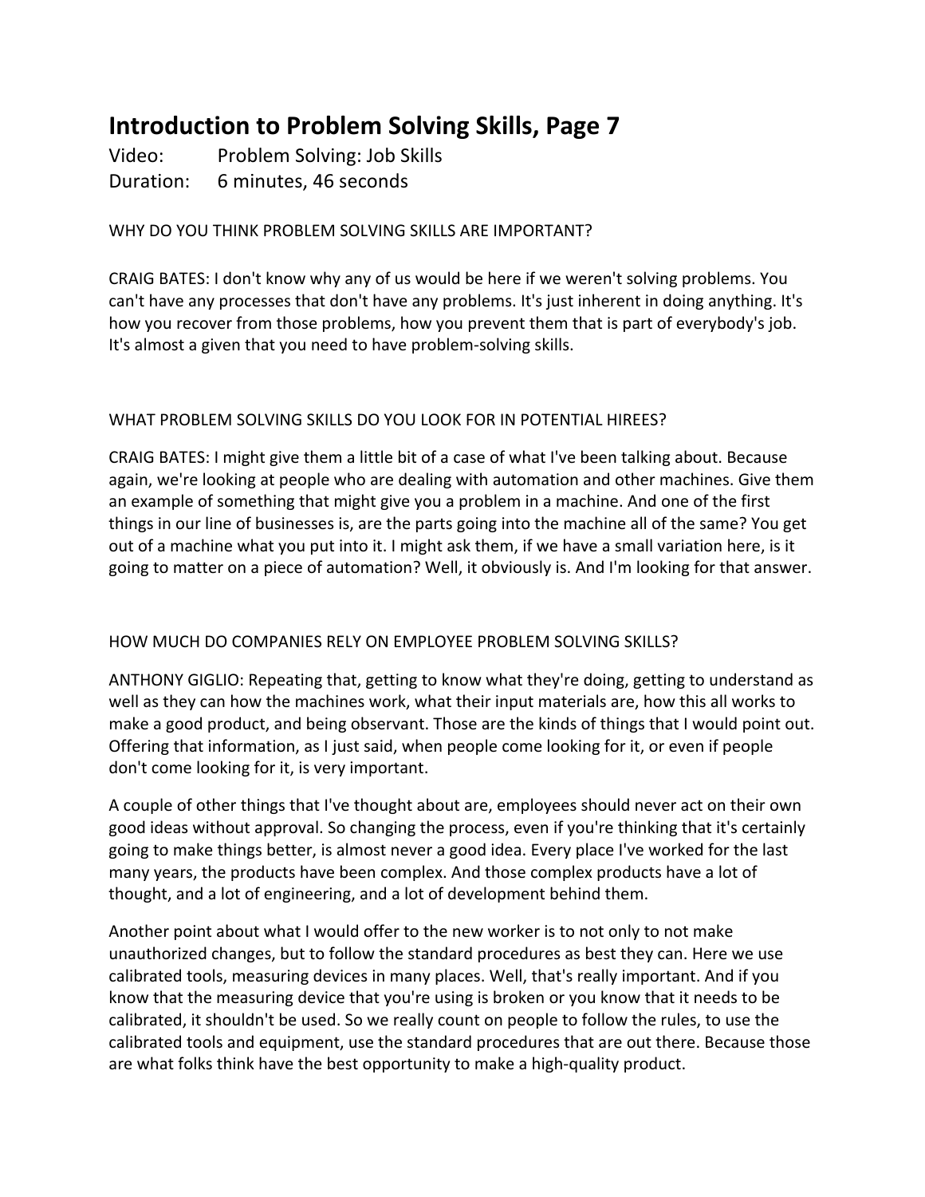# Introduction to Problem Solving Skills, Page 7

Video: Problem Solving: Job Skills
Duration: 6 minutes, 46 seconds

WHY DO YOU THINK PROBLEM SOLVING SKILLS ARE IMPORTANT?

CRAIG BATES: I don't know why any of us would be here if we weren't solving problems. You can't have any processes that don't have any problems. It's just inherent in doing anything. It's how you recover from those problems, how you prevent them that is part of everybody's job. It's almost a given that you need to have problem-solving skills.

WHAT PROBLEM SOLVING SKILLS DO YOU LOOK FOR IN POTENTIAL HIREES?

CRAIG BATES: I might give them a little bit of a case of what I've been talking about. Because again, we're looking at people who are dealing with automation and other machines. Give them an example of something that might give you a problem in a machine. And one of the first things in our line of businesses is, are the parts going into the machine all of the same? You get out of a machine what you put into it. I might ask them, if we have a small variation here, is it going to matter on a piece of automation? Well, it obviously is. And I'm looking for that answer.

HOW MUCH DO COMPANIES RELY ON EMPLOYEE PROBLEM SOLVING SKILLS?

ANTHONY GIGLIO: Repeating that, getting to know what they're doing, getting to understand as well as they can how the machines work, what their input materials are, how this all works to make a good product, and being observant. Those are the kinds of things that I would point out. Offering that information, as I just said, when people come looking for it, or even if people don't come looking for it, is very important.

A couple of other things that I've thought about are, employees should never act on their own good ideas without approval. So changing the process, even if you're thinking that it's certainly going to make things better, is almost never a good idea. Every place I've worked for the last many years, the products have been complex. And those complex products have a lot of thought, and a lot of engineering, and a lot of development behind them.

Another point about what I would offer to the new worker is to not only to not make unauthorized changes, but to follow the standard procedures as best they can. Here we use calibrated tools, measuring devices in many places. Well, that's really important. And if you know that the measuring device that you're using is broken or you know that it needs to be calibrated, it shouldn't be used. So we really count on people to follow the rules, to use the calibrated tools and equipment, use the standard procedures that are out there. Because those are what folks think have the best opportunity to make a high-quality product.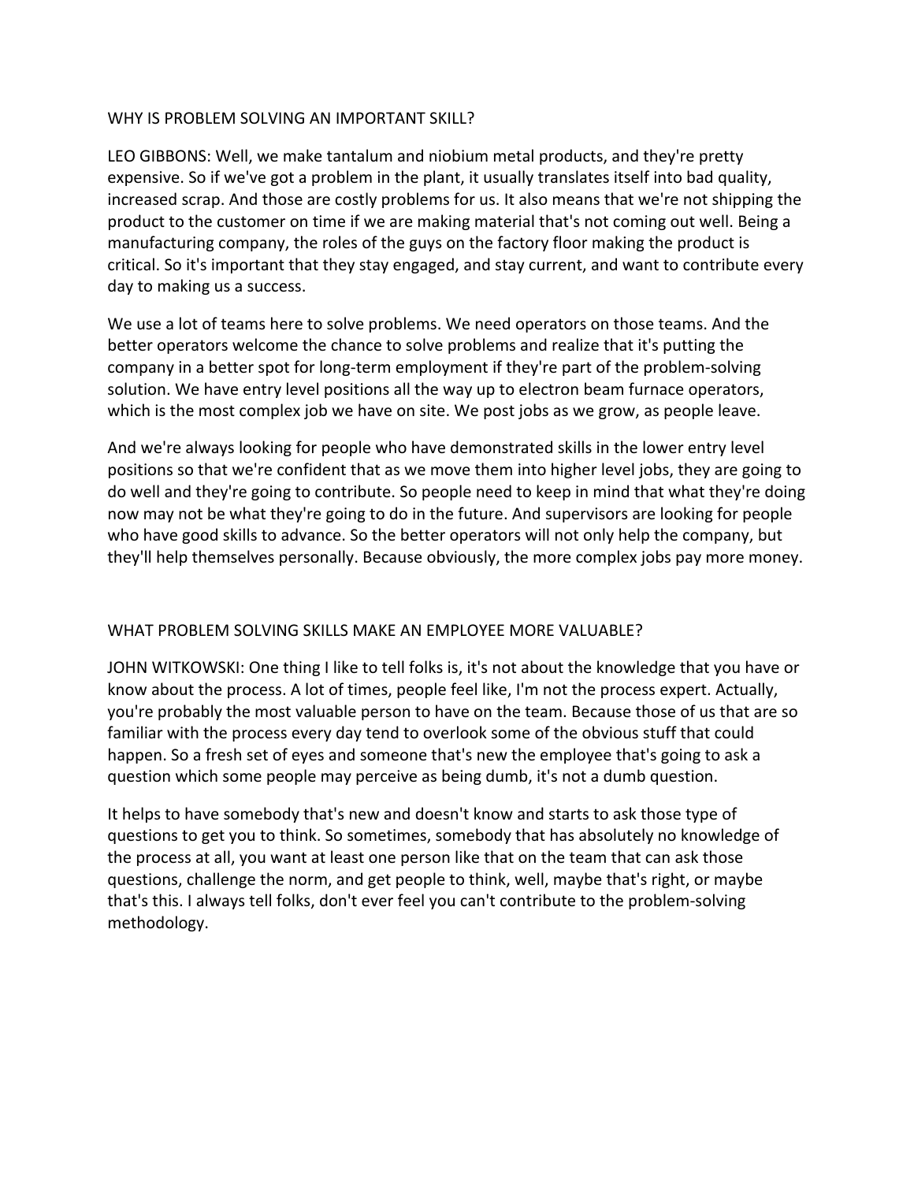## WHY IS PROBLEM SOLVING AN IMPORTANT SKILL?

LEO GIBBONS: Well, we make tantalum and niobium metal products, and they're pretty expensive. So if we've got a problem in the plant, it usually translates itself into bad quality, increased scrap. And those are costly problems for us. It also means that we're not shipping the product to the customer on time if we are making material that's not coming out well. Being a manufacturing company, the roles of the guys on the factory floor making the product is critical. So it's important that they stay engaged, and stay current, and want to contribute every day to making us a success.

We use a lot of teams here to solve problems. We need operators on those teams. And the better operators welcome the chance to solve problems and realize that it's putting the company in a better spot for long-term employment if they're part of the problem-solving solution. We have entry level positions all the way up to electron beam furnace operators, which is the most complex job we have on site. We post jobs as we grow, as people leave.

And we're always looking for people who have demonstrated skills in the lower entry level positions so that we're confident that as we move them into higher level jobs, they are going to do well and they're going to contribute. So people need to keep in mind that what they're doing now may not be what they're going to do in the future. And supervisors are looking for people who have good skills to advance. So the better operators will not only help the company, but they'll help themselves personally. Because obviously, the more complex jobs pay more money.

## WHAT PROBLEM SOLVING SKILLS MAKE AN EMPLOYEE MORE VALUABLE?

JOHN WITKOWSKI: One thing I like to tell folks is, it's not about the knowledge that you have or know about the process. A lot of times, people feel like, I'm not the process expert. Actually, you're probably the most valuable person to have on the team. Because those of us that are so familiar with the process every day tend to overlook some of the obvious stuff that could happen. So a fresh set of eyes and someone that's new the employee that's going to ask a question which some people may perceive as being dumb, it's not a dumb question.

It helps to have somebody that's new and doesn't know and starts to ask those type of questions to get you to think. So sometimes, somebody that has absolutely no knowledge of the process at all, you want at least one person like that on the team that can ask those questions, challenge the norm, and get people to think, well, maybe that's right, or maybe that's this. I always tell folks, don't ever feel you can't contribute to the problem-solving methodology.